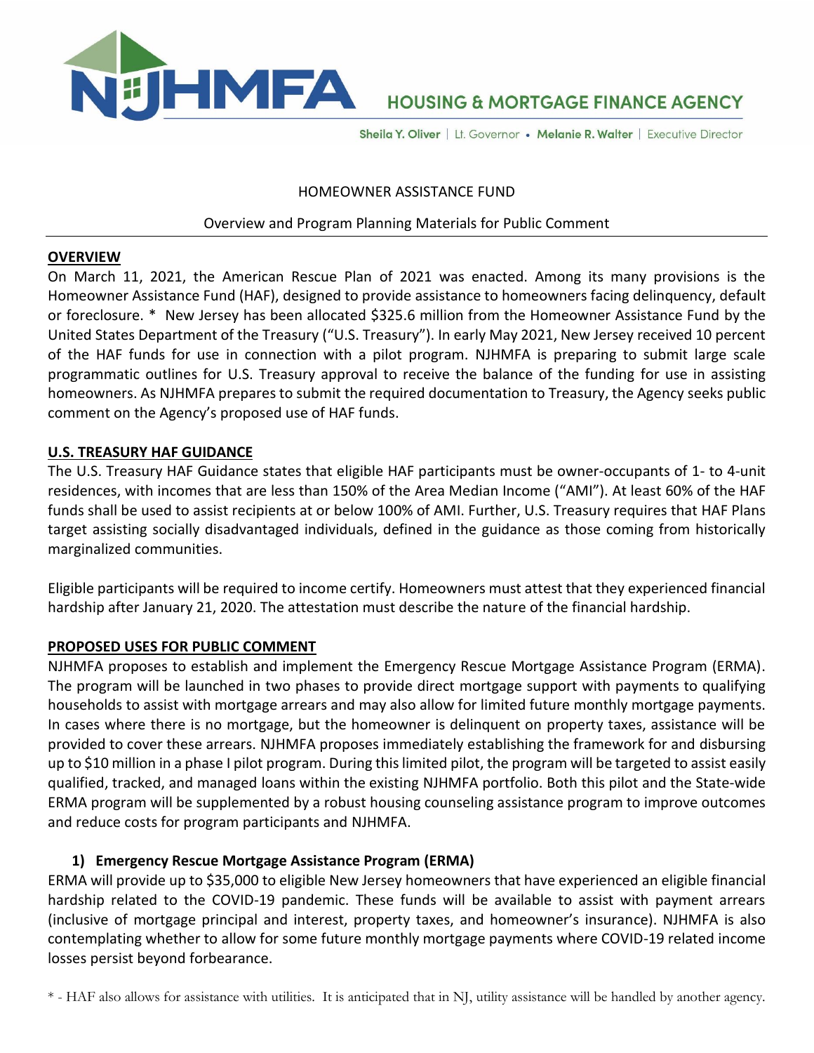NJHMFA HOUSING & MORTGAGE FINANCE AGENCY

Sheila Y. Oliver | Lt. Governor • Melanie R. Walter | Executive Director

HOMEOWNER ASSISTANCE FUND

Overview and Program Planning Materials for Public Comment

## OVERVIEW

On March 11, 2021, the American Rescue Plan of 2021 was enacted. Among its many provisions is the Homeowner Assistance Fund (HAF), designed to provide assistance to homeowners facing delinquency, default or foreclosure. * New Jersey has been allocated $325.6 million from the Homeowner Assistance Fund by the United States Department of the Treasury ("U.S. Treasury"). In early May 2021, New Jersey received 10 percent of the HAF funds for use in connection with a pilot program. NJHMFA is preparing to submit large scale programmatic outlines for U.S. Treasury approval to receive the balance of the funding for use in assisting homeowners. As NJHMFA prepares to submit the required documentation to Treasury, the Agency seeks public comment on the Agency's proposed use of HAF funds.

## U.S. TREASURY HAF GUIDANCE

The U.S. Treasury HAF Guidance states that eligible HAF participants must be owner-occupants of 1- to 4-unit residences, with incomes that are less than 150% of the Area Median Income ("AMI"). At least 60% of the HAF funds shall be used to assist recipients at or below 100% of AMI. Further, U.S. Treasury requires that HAF Plans target assisting socially disadvantaged individuals, defined in the guidance as those coming from historically marginalized communities.

Eligible participants will be required to income certify. Homeowners must attest that they experienced financial hardship after January 21, 2020. The attestation must describe the nature of the financial hardship.

## PROPOSED USES FOR PUBLIC COMMENT

NJHMFA proposes to establish and implement the Emergency Rescue Mortgage Assistance Program (ERMA). The program will be launched in two phases to provide direct mortgage support with payments to qualifying households to assist with mortgage arrears and may also allow for limited future monthly mortgage payments. In cases where there is no mortgage, but the homeowner is delinquent on property taxes, assistance will be provided to cover these arrears. NJHMFA proposes immediately establishing the framework for and disbursing up to $10 million in a phase I pilot program. During this limited pilot, the program will be targeted to assist easily qualified, tracked, and managed loans within the existing NJHMFA portfolio. Both this pilot and the State-wide ERMA program will be supplemented by a robust housing counseling assistance program to improve outcomes and reduce costs for program participants and NJHMFA.

### 1) Emergency Rescue Mortgage Assistance Program (ERMA)

ERMA will provide up to $35,000 to eligible New Jersey homeowners that have experienced an eligible financial hardship related to the COVID-19 pandemic. These funds will be available to assist with payment arrears (inclusive of mortgage principal and interest, property taxes, and homeowner's insurance). NJHMFA is also contemplating whether to allow for some future monthly mortgage payments where COVID-19 related income losses persist beyond forbearance.

* - HAF also allows for assistance with utilities. It is anticipated that in NJ, utility assistance will be handled by another agency.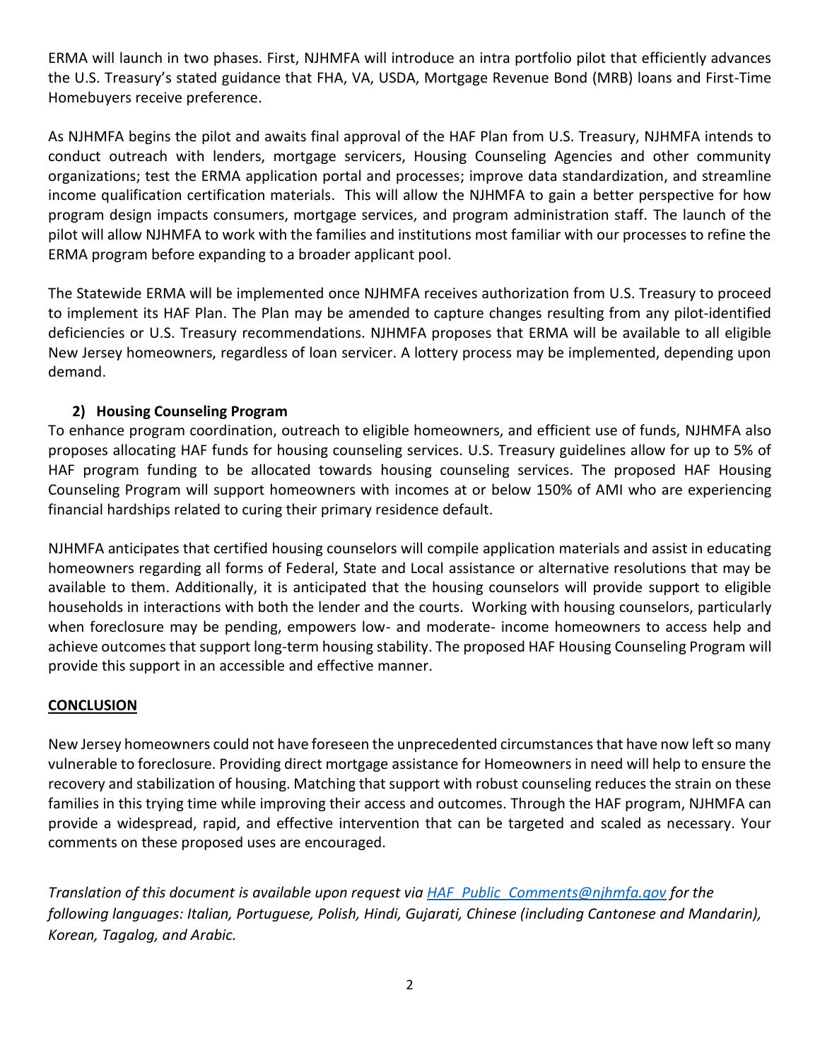ERMA will launch in two phases. First, NJHMFA will introduce an intra portfolio pilot that efficiently advances the U.S. Treasury's stated guidance that FHA, VA, USDA, Mortgage Revenue Bond (MRB) loans and First-Time Homebuyers receive preference.

As NJHMFA begins the pilot and awaits final approval of the HAF Plan from U.S. Treasury, NJHMFA intends to conduct outreach with lenders, mortgage servicers, Housing Counseling Agencies and other community organizations; test the ERMA application portal and processes; improve data standardization, and streamline income qualification certification materials. This will allow the NJHMFA to gain a better perspective for how program design impacts consumers, mortgage services, and program administration staff. The launch of the pilot will allow NJHMFA to work with the families and institutions most familiar with our processes to refine the ERMA program before expanding to a broader applicant pool.

The Statewide ERMA will be implemented once NJHMFA receives authorization from U.S. Treasury to proceed to implement its HAF Plan. The Plan may be amended to capture changes resulting from any pilot-identified deficiencies or U.S. Treasury recommendations. NJHMFA proposes that ERMA will be available to all eligible New Jersey homeowners, regardless of loan servicer. A lottery process may be implemented, depending upon demand.

### 2) Housing Counseling Program

To enhance program coordination, outreach to eligible homeowners, and efficient use of funds, NJHMFA also proposes allocating HAF funds for housing counseling services. U.S. Treasury guidelines allow for up to 5% of HAF program funding to be allocated towards housing counseling services. The proposed HAF Housing Counseling Program will support homeowners with incomes at or below 150% of AMI who are experiencing financial hardships related to curing their primary residence default.

NJHMFA anticipates that certified housing counselors will compile application materials and assist in educating homeowners regarding all forms of Federal, State and Local assistance or alternative resolutions that may be available to them. Additionally, it is anticipated that the housing counselors will provide support to eligible households in interactions with both the lender and the courts. Working with housing counselors, particularly when foreclosure may be pending, empowers low- and moderate- income homeowners to access help and achieve outcomes that support long-term housing stability. The proposed HAF Housing Counseling Program will provide this support in an accessible and effective manner.

## CONCLUSION

New Jersey homeowners could not have foreseen the unprecedented circumstances that have now left so many vulnerable to foreclosure. Providing direct mortgage assistance for Homeowners in need will help to ensure the recovery and stabilization of housing. Matching that support with robust counseling reduces the strain on these families in this trying time while improving their access and outcomes. Through the HAF program, NJHMFA can provide a widespread, rapid, and effective intervention that can be targeted and scaled as necessary. Your comments on these proposed uses are encouraged.

*Translation of this document is available upon request via HAF_Public_Comments@njhmfa.gov for the following languages: Italian, Portuguese, Polish, Hindi, Gujarati, Chinese (including Cantonese and Mandarin), Korean, Tagalog, and Arabic.*